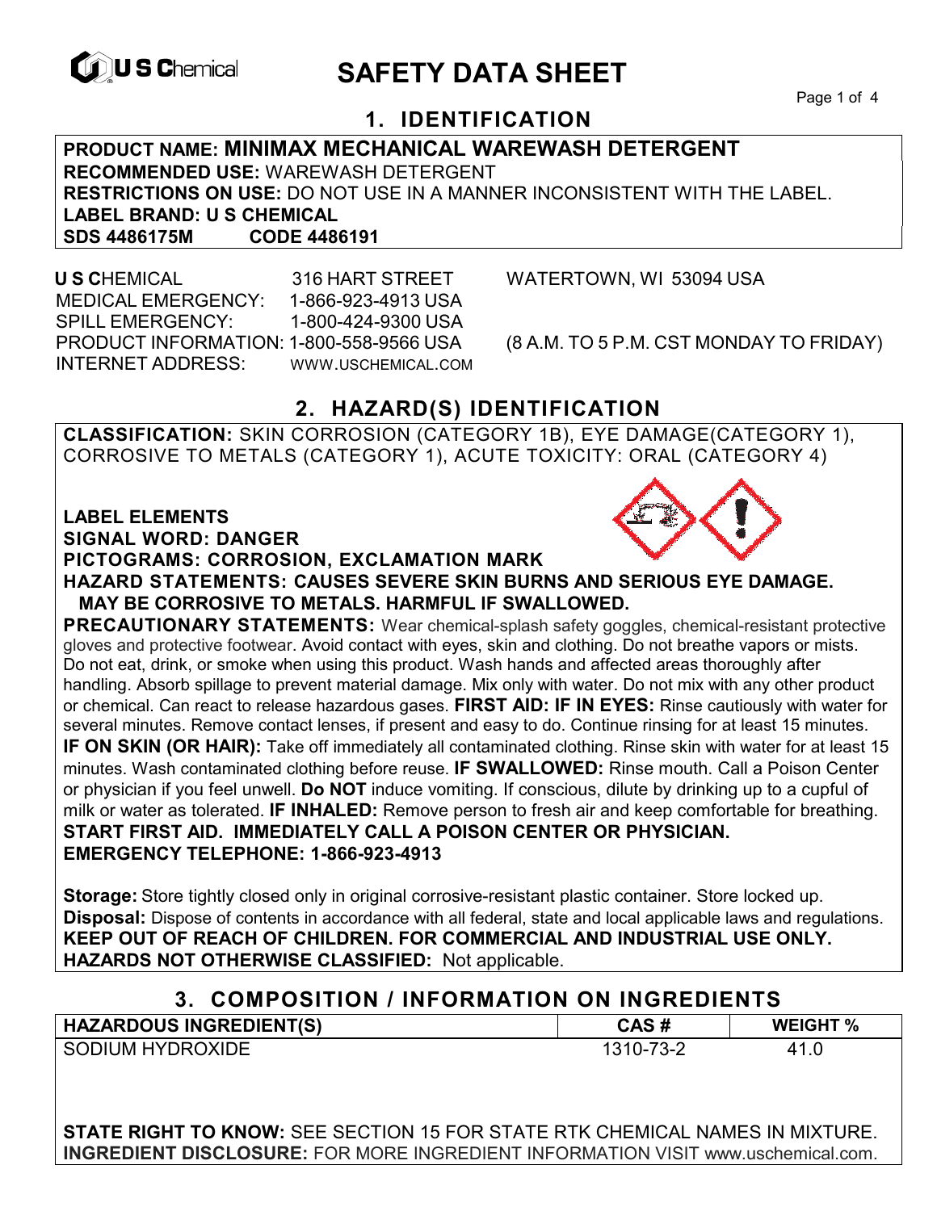U S Chemical

# SAFETY DATA SHEET

## 1. IDENTIFICATION

**PRODUCT NAME: MINIMAX MECHANICAL WAREWASH DETERGENT**
**RECOMMENDED USE:** WAREWASH DETERGENT
**RESTRICTIONS ON USE:** DO NOT USE IN A MANNER INCONSISTENT WITH THE LABEL.
**LABEL BRAND: U S CHEMICAL**
**SDS 4486175M CODE 4486191**

**U S C**HEMICAL 316 HART STREET WATERTOWN, WI 53094 USA
MEDICAL EMERGENCY: 1-866-923-4913 USA
SPILL EMERGENCY: 1-800-424-9300 USA
PRODUCT INFORMATION: 1-800-558-9566 USA (8 A.M. TO 5 P.M. CST MONDAY TO FRIDAY)
INTERNET ADDRESS: WWW.USCHEMICAL.COM

## 2. HAZARD(S) IDENTIFICATION

**CLASSIFICATION:** SKIN CORROSION (CATEGORY 1B), EYE DAMAGE(CATEGORY 1), CORROSIVE TO METALS (CATEGORY 1), ACUTE TOXICITY: ORAL (CATEGORY 4)

**LABEL ELEMENTS**
**SIGNAL WORD: DANGER**
**PICTOGRAMS: CORROSION, EXCLAMATION MARK**
**HAZARD STATEMENTS: CAUSES SEVERE SKIN BURNS AND SERIOUS EYE DAMAGE. MAY BE CORROSIVE TO METALS. HARMFUL IF SWALLOWED.**
**PRECAUTIONARY STATEMENTS:** Wear chemical-splash safety goggles, chemical-resistant protective gloves and protective footwear. Avoid contact with eyes, skin and clothing. Do not breathe vapors or mists. Do not eat, drink, or smoke when using this product. Wash hands and affected areas thoroughly after handling. Absorb spillage to prevent material damage. Mix only with water. Do not mix with any other product or chemical. Can react to release hazardous gases. **FIRST AID: IF IN EYES:** Rinse cautiously with water for several minutes. Remove contact lenses, if present and easy to do. Continue rinsing for at least 15 minutes. **IF ON SKIN (OR HAIR):** Take off immediately all contaminated clothing. Rinse skin with water for at least 15 minutes. Wash contaminated clothing before reuse. **IF SWALLOWED:** Rinse mouth. Call a Poison Center or physician if you feel unwell. **Do NOT** induce vomiting. If conscious, dilute by drinking up to a cupful of milk or water as tolerated. **IF INHALED:** Remove person to fresh air and keep comfortable for breathing.
**START FIRST AID. IMMEDIATELY CALL A POISON CENTER OR PHYSICIAN.**
**EMERGENCY TELEPHONE: 1-866-923-4913**

**Storage:** Store tightly closed only in original corrosive-resistant plastic container. Store locked up.
**Disposal:** Dispose of contents in accordance with all federal, state and local applicable laws and regulations.
**KEEP OUT OF REACH OF CHILDREN. FOR COMMERCIAL AND INDUSTRIAL USE ONLY.**
**HAZARDS NOT OTHERWISE CLASSIFIED:** Not applicable.

## 3. COMPOSITION / INFORMATION ON INGREDIENTS

| HAZARDOUS INGREDIENT(S) | CAS # | WEIGHT % |
|---|---|---|
| SODIUM HYDROXIDE | 1310-73-2 | 41.0 |

**STATE RIGHT TO KNOW:** SEE SECTION 15 FOR STATE RTK CHEMICAL NAMES IN MIXTURE.
**INGREDIENT DISCLOSURE:** FOR MORE INGREDIENT INFORMATION VISIT www.uschemical.com.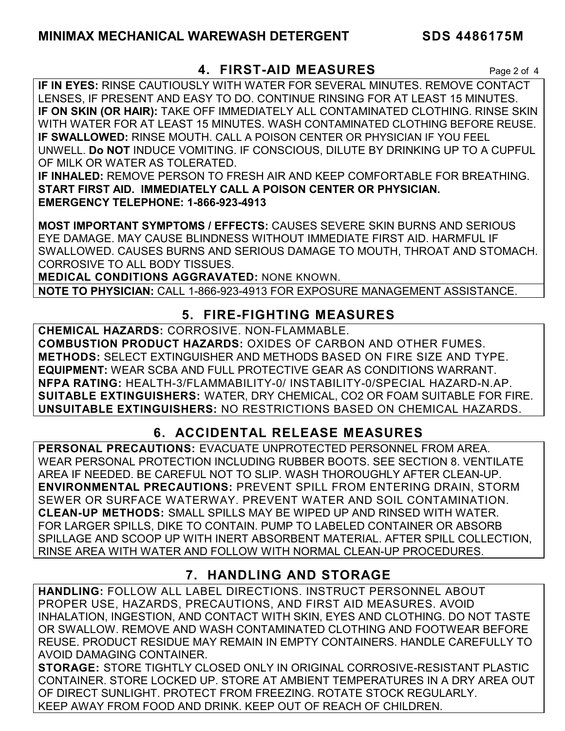## 4. FIRST-AID MEASURES

**IF IN EYES:** RINSE CAUTIOUSLY WITH WATER FOR SEVERAL MINUTES. REMOVE CONTACT LENSES, IF PRESENT AND EASY TO DO. CONTINUE RINSING FOR AT LEAST 15 MINUTES.
**IF ON SKIN (OR HAIR):** TAKE OFF IMMEDIATELY ALL CONTAMINATED CLOTHING. RINSE SKIN WITH WATER FOR AT LEAST 15 MINUTES. WASH CONTAMINATED CLOTHING BEFORE REUSE.
**IF SWALLOWED:** RINSE MOUTH. CALL A POISON CENTER OR PHYSICIAN IF YOU FEEL UNWELL. **Do NOT** INDUCE VOMITING. IF CONSCIOUS, DILUTE BY DRINKING UP TO A CUPFUL OF MILK OR WATER AS TOLERATED.
**IF INHALED:** REMOVE PERSON TO FRESH AIR AND KEEP COMFORTABLE FOR BREATHING.
**START FIRST AID. IMMEDIATELY CALL A POISON CENTER OR PHYSICIAN.**
**EMERGENCY TELEPHONE: 1-866-923-4913**

**MOST IMPORTANT SYMPTOMS / EFFECTS:** CAUSES SEVERE SKIN BURNS AND SERIOUS EYE DAMAGE. MAY CAUSE BLINDNESS WITHOUT IMMEDIATE FIRST AID. HARMFUL IF SWALLOWED. CAUSES BURNS AND SERIOUS DAMAGE TO MOUTH, THROAT AND STOMACH. CORROSIVE TO ALL BODY TISSUES.
**MEDICAL CONDITIONS AGGRAVATED:** NONE KNOWN.

**NOTE TO PHYSICIAN:** CALL 1-866-923-4913 FOR EXPOSURE MANAGEMENT ASSISTANCE.

## 5. FIRE-FIGHTING MEASURES

**CHEMICAL HAZARDS:** CORROSIVE. NON-FLAMMABLE.
**COMBUSTION PRODUCT HAZARDS:** OXIDES OF CARBON AND OTHER FUMES.
**METHODS:** SELECT EXTINGUISHER AND METHODS BASED ON FIRE SIZE AND TYPE.
**EQUIPMENT:** WEAR SCBA AND FULL PROTECTIVE GEAR AS CONDITIONS WARRANT.
**NFPA RATING:** HEALTH-3/FLAMMABILITY-0/ INSTABILITY-0/SPECIAL HAZARD-N.AP.
**SUITABLE EXTINGUISHERS:** WATER, DRY CHEMICAL, $CO_2$ OR FOAM SUITABLE FOR FIRE.
**UNSUITABLE EXTINGUISHERS:** NO RESTRICTIONS BASED ON CHEMICAL HAZARDS.

## 6. ACCIDENTAL RELEASE MEASURES

**PERSONAL PRECAUTIONS:** EVACUATE UNPROTECTED PERSONNEL FROM AREA. WEAR PERSONAL PROTECTION INCLUDING RUBBER BOOTS. SEE SECTION 8. VENTILATE AREA IF NEEDED. BE CAREFUL NOT TO SLIP. WASH THOROUGHLY AFTER CLEAN-UP.
**ENVIRONMENTAL PRECAUTIONS:** PREVENT SPILL FROM ENTERING DRAIN, STORM SEWER OR SURFACE WATERWAY. PREVENT WATER AND SOIL CONTAMINATION.
**CLEAN-UP METHODS:** SMALL SPILLS MAY BE WIPED UP AND RINSED WITH WATER. FOR LARGER SPILLS, DIKE TO CONTAIN. PUMP TO LABELED CONTAINER OR ABSORB SPILLAGE AND SCOOP UP WITH INERT ABSORBENT MATERIAL. AFTER SPILL COLLECTION, RINSE AREA WITH WATER AND FOLLOW WITH NORMAL CLEAN-UP PROCEDURES.

## 7. HANDLING AND STORAGE

**HANDLING:** FOLLOW ALL LABEL DIRECTIONS. INSTRUCT PERSONNEL ABOUT PROPER USE, HAZARDS, PRECAUTIONS, AND FIRST AID MEASURES. AVOID INHALATION, INGESTION, AND CONTACT WITH SKIN, EYES AND CLOTHING. DO NOT TASTE OR SWALLOW. REMOVE AND WASH CONTAMINATED CLOTHING AND FOOTWEAR BEFORE REUSE. PRODUCT RESIDUE MAY REMAIN IN EMPTY CONTAINERS. HANDLE CAREFULLY TO AVOID DAMAGING CONTAINER.
**STORAGE:** STORE TIGHTLY CLOSED ONLY IN ORIGINAL CORROSIVE-RESISTANT PLASTIC CONTAINER. STORE LOCKED UP. STORE AT AMBIENT TEMPERATURES IN A DRY AREA OUT OF DIRECT SUNLIGHT. PROTECT FROM FREEZING. ROTATE STOCK REGULARLY. KEEP AWAY FROM FOOD AND DRINK. KEEP OUT OF REACH OF CHILDREN.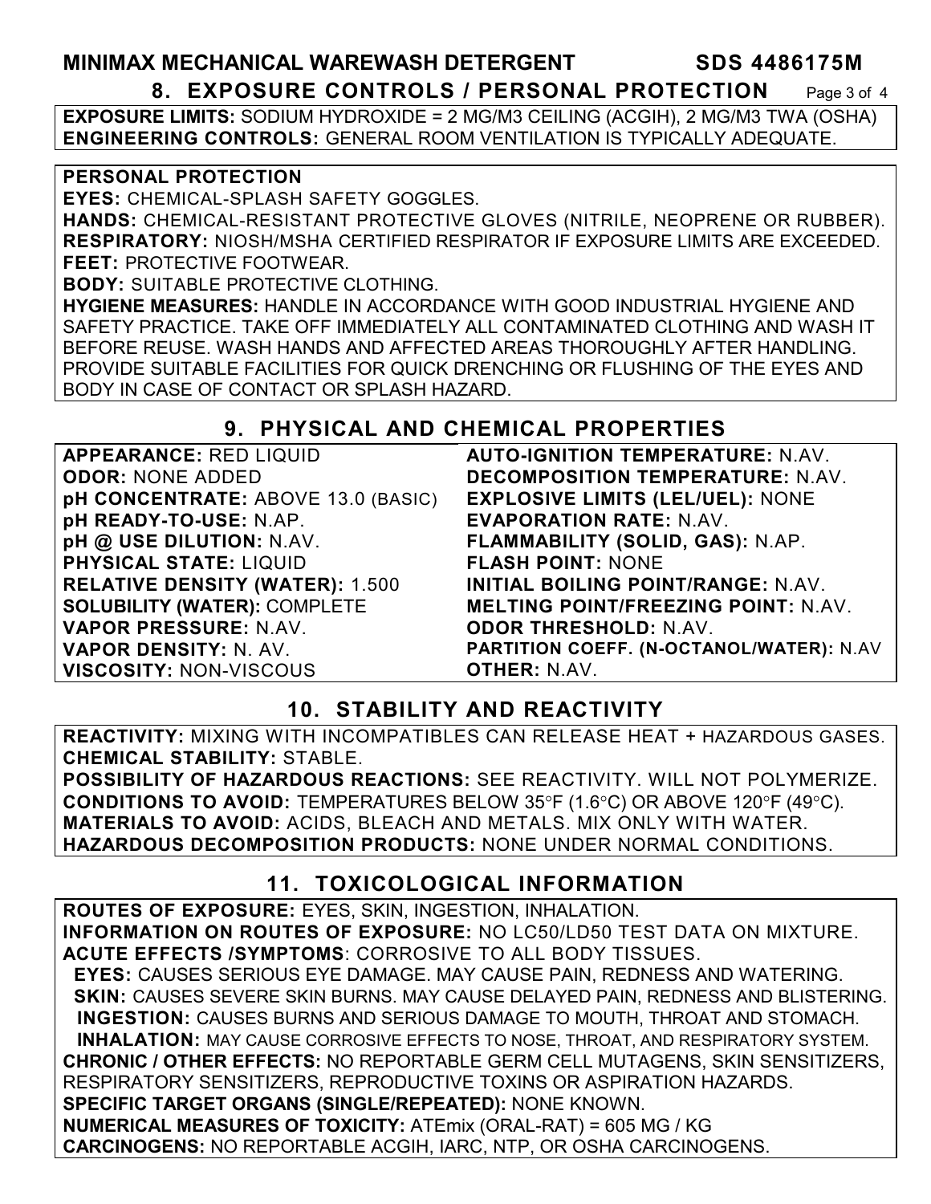## 8. EXPOSURE CONTROLS / PERSONAL PROTECTION

**EXPOSURE LIMITS:** SODIUM HYDROXIDE = 2 MG/M3 CEILING (ACGIH), 2 MG/M3 TWA (OSHA)
**ENGINEERING CONTROLS:** GENERAL ROOM VENTILATION IS TYPICALLY ADEQUATE.

**PERSONAL PROTECTION**
**EYES:** CHEMICAL-SPLASH SAFETY GOGGLES.
**HANDS:** CHEMICAL-RESISTANT PROTECTIVE GLOVES (NITRILE, NEOPRENE OR RUBBER).
**RESPIRATORY:** NIOSH/MSHA CERTIFIED RESPIRATOR IF EXPOSURE LIMITS ARE EXCEEDED.
**FEET:** PROTECTIVE FOOTWEAR.
**BODY:** SUITABLE PROTECTIVE CLOTHING.
**HYGIENE MEASURES:** HANDLE IN ACCORDANCE WITH GOOD INDUSTRIAL HYGIENE AND SAFETY PRACTICE. TAKE OFF IMMEDIATELY ALL CONTAMINATED CLOTHING AND WASH IT BEFORE REUSE. WASH HANDS AND AFFECTED AREAS THOROUGHLY AFTER HANDLING. PROVIDE SUITABLE FACILITIES FOR QUICK DRENCHING OR FLUSHING OF THE EYES AND BODY IN CASE OF CONTACT OR SPLASH HAZARD.

## 9. PHYSICAL AND CHEMICAL PROPERTIES

| | |
|---|---|
| **APPEARANCE:** RED LIQUID | **AUTO-IGNITION TEMPERATURE:** N.AV. |
| **ODOR:** NONE ADDED | **DECOMPOSITION TEMPERATURE:** N.AV. |
| **pH CONCENTRATE:** ABOVE 13.0 (BASIC) | **EXPLOSIVE LIMITS (LEL/UEL):** NONE |
| **pH READY-TO-USE:** N.AP. | **EVAPORATION RATE:** N.AV. |
| **pH @ USE DILUTION:** N.AV. | **FLAMMABILITY (SOLID, GAS):** N.AP. |
| **PHYSICAL STATE:** LIQUID | **FLASH POINT:** NONE |
| **RELATIVE DENSITY (WATER):** 1.500 | **INITIAL BOILING POINT/RANGE:** N.AV. |
| **SOLUBILITY (WATER):** COMPLETE | **MELTING POINT/FREEZING POINT:** N.AV. |
| **VAPOR PRESSURE:** N.AV. | **ODOR THRESHOLD:** N.AV. |
| **VAPOR DENSITY:** N. AV. | **PARTITION COEFF. (N-OCTANOL/WATER):** N.AV |
| **VISCOSITY:** NON-VISCOUS | **OTHER:** N.AV. |

## 10. STABILITY AND REACTIVITY

**REACTIVITY:** MIXING WITH INCOMPATIBLES CAN RELEASE HEAT + HAZARDOUS GASES.
**CHEMICAL STABILITY:** STABLE.
**POSSIBILITY OF HAZARDOUS REACTIONS:** SEE REACTIVITY. WILL NOT POLYMERIZE.
**CONDITIONS TO AVOID:** TEMPERATURES BELOW 35°F (1.6°C) OR ABOVE 120°F (49°C).
**MATERIALS TO AVOID:** ACIDS, BLEACH AND METALS. MIX ONLY WITH WATER.
**HAZARDOUS DECOMPOSITION PRODUCTS:** NONE UNDER NORMAL CONDITIONS.

## 11. TOXICOLOGICAL INFORMATION

**ROUTES OF EXPOSURE:** EYES, SKIN, INGESTION, INHALATION.
**INFORMATION ON ROUTES OF EXPOSURE:** NO LC50/LD50 TEST DATA ON MIXTURE.
**ACUTE EFFECTS /SYMPTOMS**: CORROSIVE TO ALL BODY TISSUES.
**EYES:** CAUSES SERIOUS EYE DAMAGE. MAY CAUSE PAIN, REDNESS AND WATERING.
**SKIN:** CAUSES SEVERE SKIN BURNS. MAY CAUSE DELAYED PAIN, REDNESS AND BLISTERING.
**INGESTION:** CAUSES BURNS AND SERIOUS DAMAGE TO MOUTH, THROAT AND STOMACH.
**INHALATION:** MAY CAUSE CORROSIVE EFFECTS TO NOSE, THROAT, AND RESPIRATORY SYSTEM.
**CHRONIC / OTHER EFFECTS:** NO REPORTABLE GERM CELL MUTAGENS, SKIN SENSITIZERS, RESPIRATORY SENSITIZERS, REPRODUCTIVE TOXINS OR ASPIRATION HAZARDS.
**SPECIFIC TARGET ORGANS (SINGLE/REPEATED):** NONE KNOWN.
**NUMERICAL MEASURES OF TOXICITY:** ATEmix (ORAL-RAT) = 605 MG / KG
**CARCINOGENS:** NO REPORTABLE ACGIH, IARC, NTP, OR OSHA CARCINOGENS.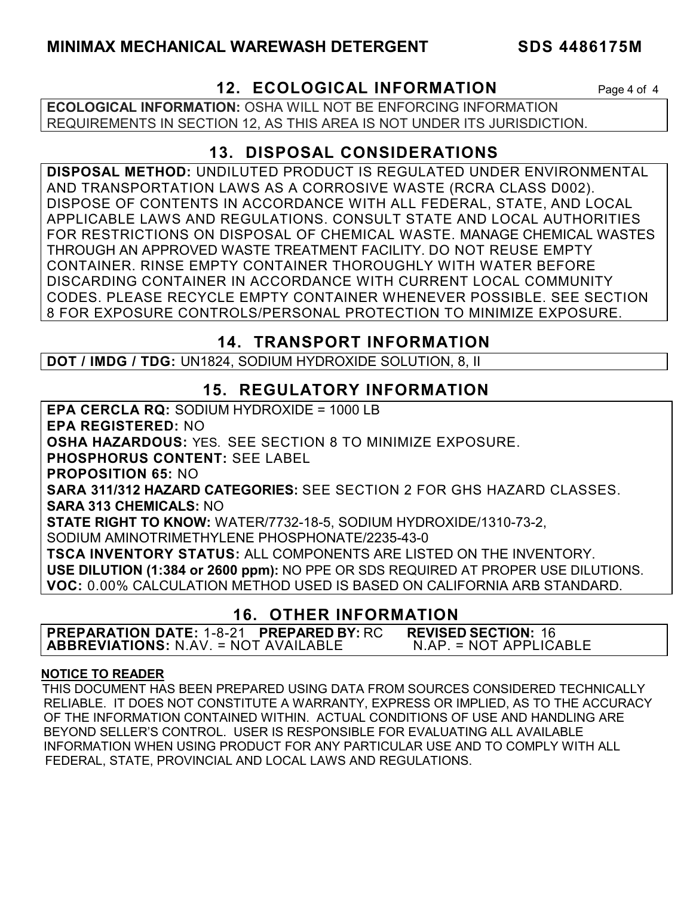## 12. ECOLOGICAL INFORMATION

**ECOLOGICAL INFORMATION:** OSHA WILL NOT BE ENFORCING INFORMATION REQUIREMENTS IN SECTION 12, AS THIS AREA IS NOT UNDER ITS JURISDICTION.

## 13. DISPOSAL CONSIDERATIONS

**DISPOSAL METHOD:** UNDILUTED PRODUCT IS REGULATED UNDER ENVIRONMENTAL AND TRANSPORTATION LAWS AS A CORROSIVE WASTE (RCRA CLASS D002). DISPOSE OF CONTENTS IN ACCORDANCE WITH ALL FEDERAL, STATE, AND LOCAL APPLICABLE LAWS AND REGULATIONS. CONSULT STATE AND LOCAL AUTHORITIES FOR RESTRICTIONS ON DISPOSAL OF CHEMICAL WASTE. MANAGE CHEMICAL WASTES THROUGH AN APPROVED WASTE TREATMENT FACILITY. DO NOT REUSE EMPTY CONTAINER. RINSE EMPTY CONTAINER THOROUGHLY WITH WATER BEFORE DISCARDING CONTAINER IN ACCORDANCE WITH CURRENT LOCAL COMMUNITY CODES. PLEASE RECYCLE EMPTY CONTAINER WHENEVER POSSIBLE. SEE SECTION 8 FOR EXPOSURE CONTROLS/PERSONAL PROTECTION TO MINIMIZE EXPOSURE.

## 14. TRANSPORT INFORMATION

**DOT / IMDG / TDG:** UN1824, SODIUM HYDROXIDE SOLUTION, 8, II

## 15. REGULATORY INFORMATION

**EPA CERCLA RQ:** SODIUM HYDROXIDE = 1000 LB
**EPA REGISTERED:** NO
**OSHA HAZARDOUS:** YES. SEE SECTION 8 TO MINIMIZE EXPOSURE.
**PHOSPHORUS CONTENT:** SEE LABEL
**PROPOSITION 65:** NO
**SARA 311/312 HAZARD CATEGORIES:** SEE SECTION 2 FOR GHS HAZARD CLASSES.
**SARA 313 CHEMICALS:** NO
**STATE RIGHT TO KNOW:** WATER/7732-18-5, SODIUM HYDROXIDE/1310-73-2, SODIUM AMINOTRIMETHYLENE PHOSPHONATE/2235-43-0
**TSCA INVENTORY STATUS:** ALL COMPONENTS ARE LISTED ON THE INVENTORY.
**USE DILUTION (1:384 or 2600 ppm):** NO PPE OR SDS REQUIRED AT PROPER USE DILUTIONS.
**VOC:** 0.00% CALCULATION METHOD USED IS BASED ON CALIFORNIA ARB STANDARD.

## 16. OTHER INFORMATION

**PREPARATION DATE:** 1-8-21 **PREPARED BY:** RC **REVISED SECTION:** 16
**ABBREVIATIONS:** N.AV. = NOT AVAILABLE N.AP. = NOT APPLICABLE

**NOTICE TO READER**

THIS DOCUMENT HAS BEEN PREPARED USING DATA FROM SOURCES CONSIDERED TECHNICALLY RELIABLE. IT DOES NOT CONSTITUTE A WARRANTY, EXPRESS OR IMPLIED, AS TO THE ACCURACY OF THE INFORMATION CONTAINED WITHIN. ACTUAL CONDITIONS OF USE AND HANDLING ARE BEYOND SELLER'S CONTROL. USER IS RESPONSIBLE FOR EVALUATING ALL AVAILABLE INFORMATION WHEN USING PRODUCT FOR ANY PARTICULAR USE AND TO COMPLY WITH ALL FEDERAL, STATE, PROVINCIAL AND LOCAL LAWS AND REGULATIONS.